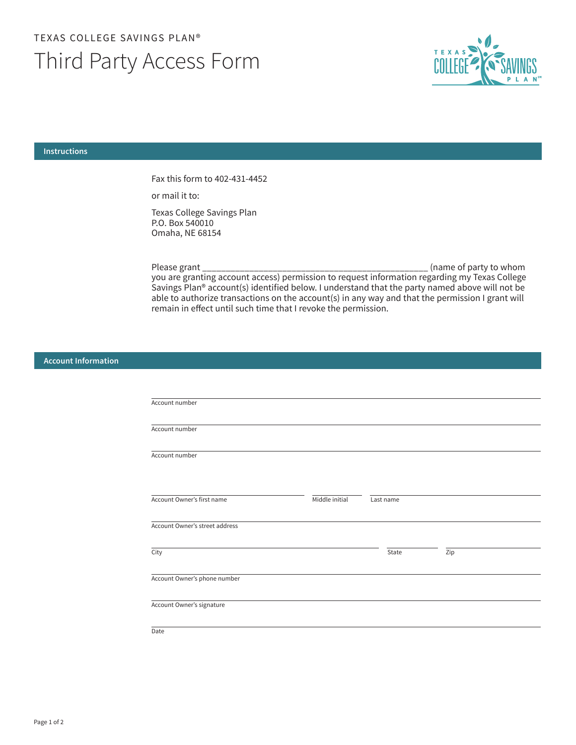TEXAS COLLEGE SAVINGS PLAN®

# Third Party Access Form

## Instructions

Fax this form to 402-431-4452

or mail it to:

Texas College Savings Plan
P.O. Box 540010
Omaha, NE 68154

Please grant _______________________________________________ (name of party to whom you are granting account access) permission to request information regarding my Texas College Savings Plan® account(s) identified below. I understand that the party named above will not be able to authorize transactions on the account(s) in any way and that the permission I grant will remain in effect until such time that I revoke the permission.

## Account Information

Account number ______________________________

Account number ______________________________

Account number ______________________________

Account Owner's first name ______________ Middle initial ______ Last name ______________

Account Owner's street address ______________________________

City ______________ State ______ Zip ______

Account Owner's phone number ______________________________

Account Owner's signature ______________________________

Date ______________________________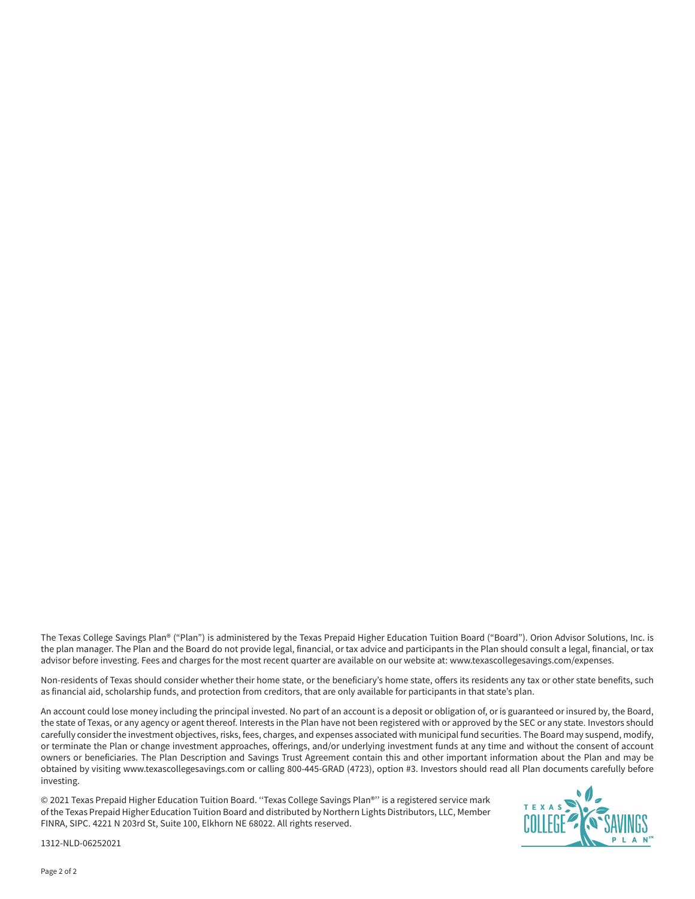The Texas College Savings Plan® ("Plan") is administered by the Texas Prepaid Higher Education Tuition Board ("Board"). Orion Advisor Solutions, Inc. is the plan manager. The Plan and the Board do not provide legal, financial, or tax advice and participants in the Plan should consult a legal, financial, or tax advisor before investing. Fees and charges for the most recent quarter are available on our website at: www.texascollegesavings.com/expenses.

Non-residents of Texas should consider whether their home state, or the beneficiary's home state, offers its residents any tax or other state benefits, such as financial aid, scholarship funds, and protection from creditors, that are only available for participants in that state's plan.

An account could lose money including the principal invested. No part of an account is a deposit or obligation of, or is guaranteed or insured by, the Board, the state of Texas, or any agency or agent thereof. Interests in the Plan have not been registered with or approved by the SEC or any state. Investors should carefully consider the investment objectives, risks, fees, charges, and expenses associated with municipal fund securities. The Board may suspend, modify, or terminate the Plan or change investment approaches, offerings, and/or underlying investment funds at any time and without the consent of account owners or beneficiaries. The Plan Description and Savings Trust Agreement contain this and other important information about the Plan and may be obtained by visiting www.texascollegesavings.com or calling 800-445-GRAD (4723), option #3. Investors should read all Plan documents carefully before investing.

© 2021 Texas Prepaid Higher Education Tuition Board. ''Texas College Savings Plan®'' is a registered service mark of the Texas Prepaid Higher Education Tuition Board and distributed by Northern Lights Distributors, LLC, Member FINRA, SIPC. 4221 N 203rd St, Suite 100, Elkhorn NE 68022. All rights reserved.

TEXAS COLLEGE SAVINGS PLAN℠

1312-NLD-06252021